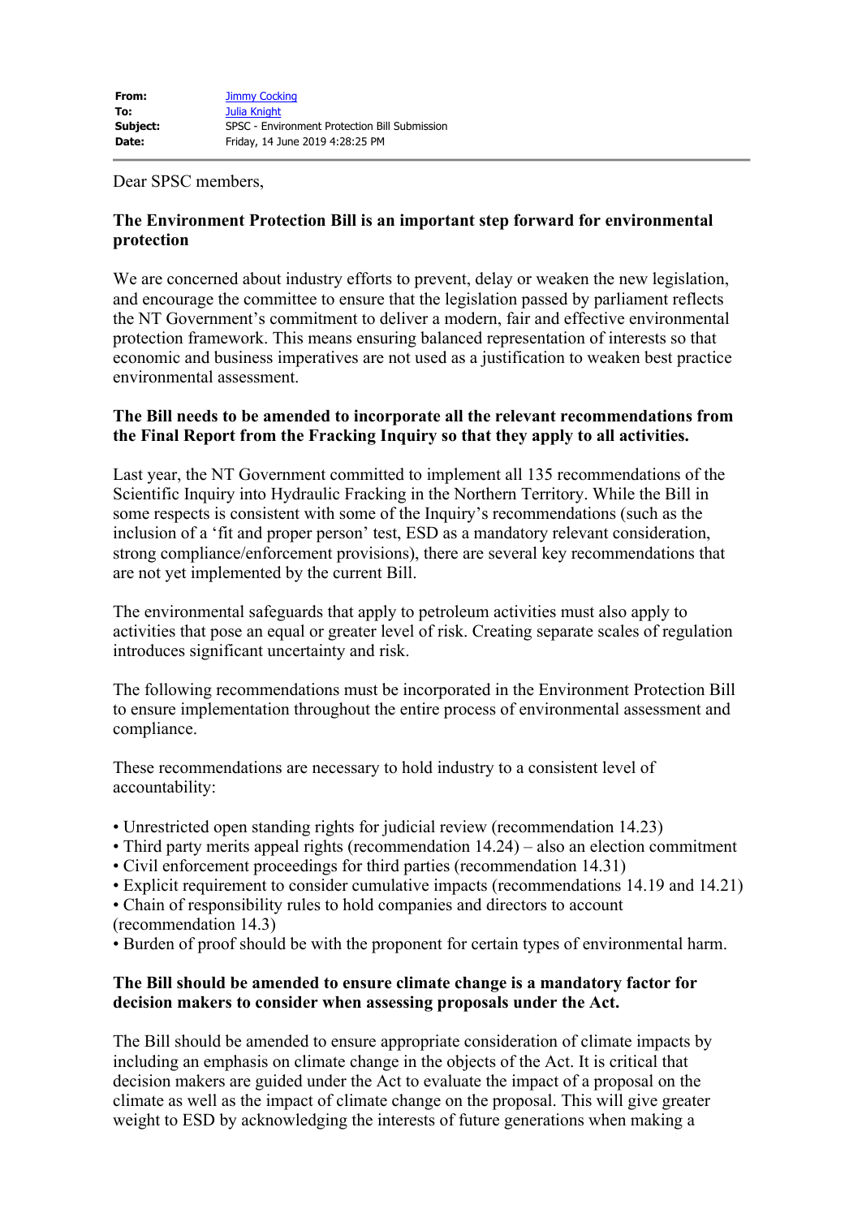**From:** Jimmy Cocking
**To:** Julia Knight
**Subject:** SPSC - Environment Protection Bill Submission
**Date:** Friday, 14 June 2019 4:28:25 PM

---

Dear SPSC members,

**The Environment Protection Bill is an important step forward for environmental protection**

We are concerned about industry efforts to prevent, delay or weaken the new legislation, and encourage the committee to ensure that the legislation passed by parliament reflects the NT Government's commitment to deliver a modern, fair and effective environmental protection framework. This means ensuring balanced representation of interests so that economic and business imperatives are not used as a justification to weaken best practice environmental assessment.

**The Bill needs to be amended to incorporate all the relevant recommendations from the Final Report from the Fracking Inquiry so that they apply to all activities.**

Last year, the NT Government committed to implement all 135 recommendations of the Scientific Inquiry into Hydraulic Fracking in the Northern Territory. While the Bill in some respects is consistent with some of the Inquiry's recommendations (such as the inclusion of a 'fit and proper person' test, ESD as a mandatory relevant consideration, strong compliance/enforcement provisions), there are several key recommendations that are not yet implemented by the current Bill.

The environmental safeguards that apply to petroleum activities must also apply to activities that pose an equal or greater level of risk. Creating separate scales of regulation introduces significant uncertainty and risk.

The following recommendations must be incorporated in the Environment Protection Bill to ensure implementation throughout the entire process of environmental assessment and compliance.

These recommendations are necessary to hold industry to a consistent level of accountability:

- Unrestricted open standing rights for judicial review (recommendation 14.23)
- Third party merits appeal rights (recommendation 14.24) – also an election commitment
- Civil enforcement proceedings for third parties (recommendation 14.31)
- Explicit requirement to consider cumulative impacts (recommendations 14.19 and 14.21)
- Chain of responsibility rules to hold companies and directors to account (recommendation 14.3)
- Burden of proof should be with the proponent for certain types of environmental harm.

**The Bill should be amended to ensure climate change is a mandatory factor for decision makers to consider when assessing proposals under the Act.**

The Bill should be amended to ensure appropriate consideration of climate impacts by including an emphasis on climate change in the objects of the Act. It is critical that decision makers are guided under the Act to evaluate the impact of a proposal on the climate as well as the impact of climate change on the proposal. This will give greater weight to ESD by acknowledging the interests of future generations when making a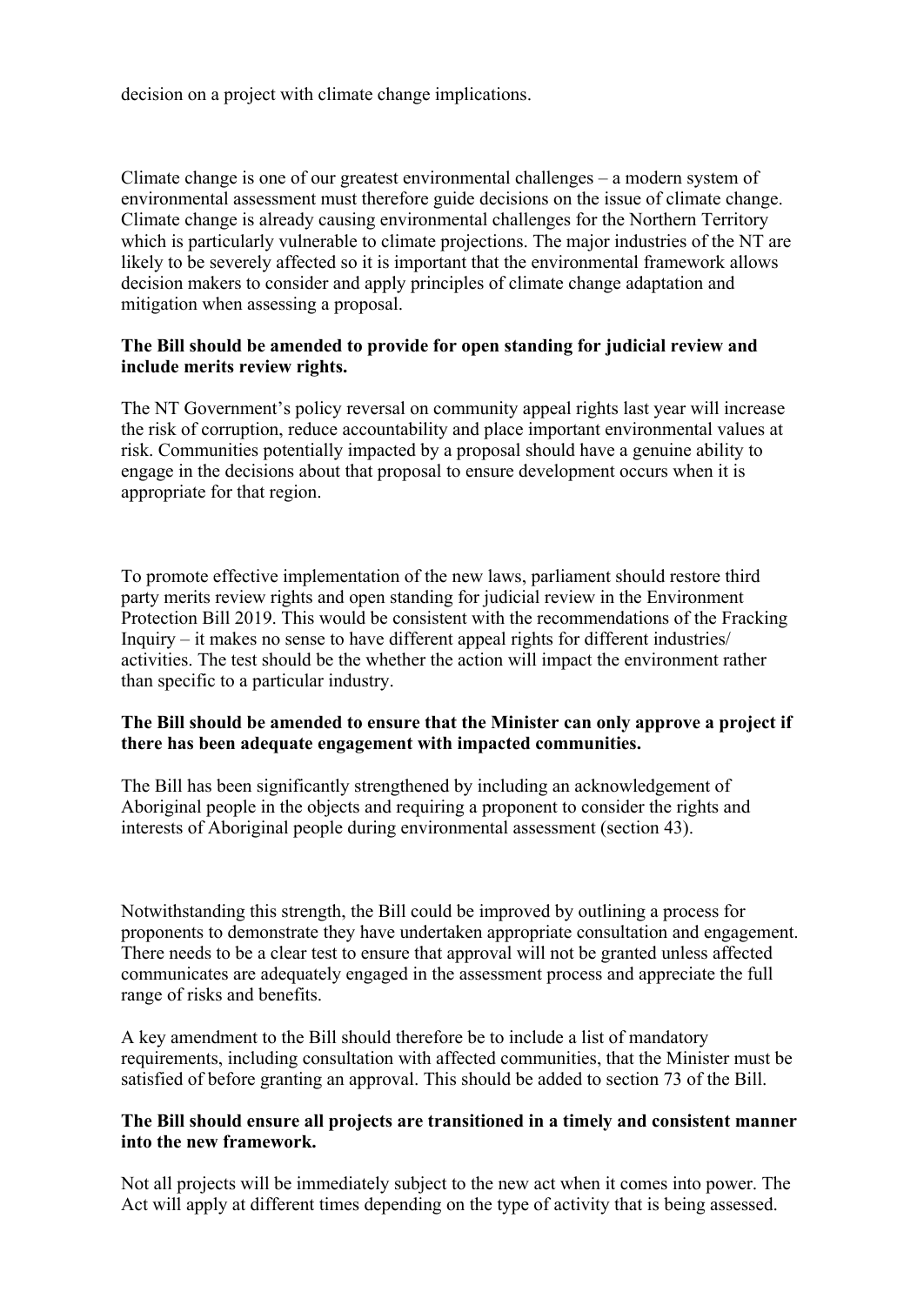decision on a project with climate change implications.

Climate change is one of our greatest environmental challenges – a modern system of environmental assessment must therefore guide decisions on the issue of climate change. Climate change is already causing environmental challenges for the Northern Territory which is particularly vulnerable to climate projections. The major industries of the NT are likely to be severely affected so it is important that the environmental framework allows decision makers to consider and apply principles of climate change adaptation and mitigation when assessing a proposal.

**The Bill should be amended to provide for open standing for judicial review and include merits review rights.**

The NT Government's policy reversal on community appeal rights last year will increase the risk of corruption, reduce accountability and place important environmental values at risk. Communities potentially impacted by a proposal should have a genuine ability to engage in the decisions about that proposal to ensure development occurs when it is appropriate for that region.

To promote effective implementation of the new laws, parliament should restore third party merits review rights and open standing for judicial review in the Environment Protection Bill 2019. This would be consistent with the recommendations of the Fracking Inquiry – it makes no sense to have different appeal rights for different industries/ activities. The test should be the whether the action will impact the environment rather than specific to a particular industry.

**The Bill should be amended to ensure that the Minister can only approve a project if there has been adequate engagement with impacted communities.**

The Bill has been significantly strengthened by including an acknowledgement of Aboriginal people in the objects and requiring a proponent to consider the rights and interests of Aboriginal people during environmental assessment (section 43).

Notwithstanding this strength, the Bill could be improved by outlining a process for proponents to demonstrate they have undertaken appropriate consultation and engagement. There needs to be a clear test to ensure that approval will not be granted unless affected communicates are adequately engaged in the assessment process and appreciate the full range of risks and benefits.

A key amendment to the Bill should therefore be to include a list of mandatory requirements, including consultation with affected communities, that the Minister must be satisfied of before granting an approval. This should be added to section 73 of the Bill.

**The Bill should ensure all projects are transitioned in a timely and consistent manner into the new framework.**

Not all projects will be immediately subject to the new act when it comes into power. The Act will apply at different times depending on the type of activity that is being assessed.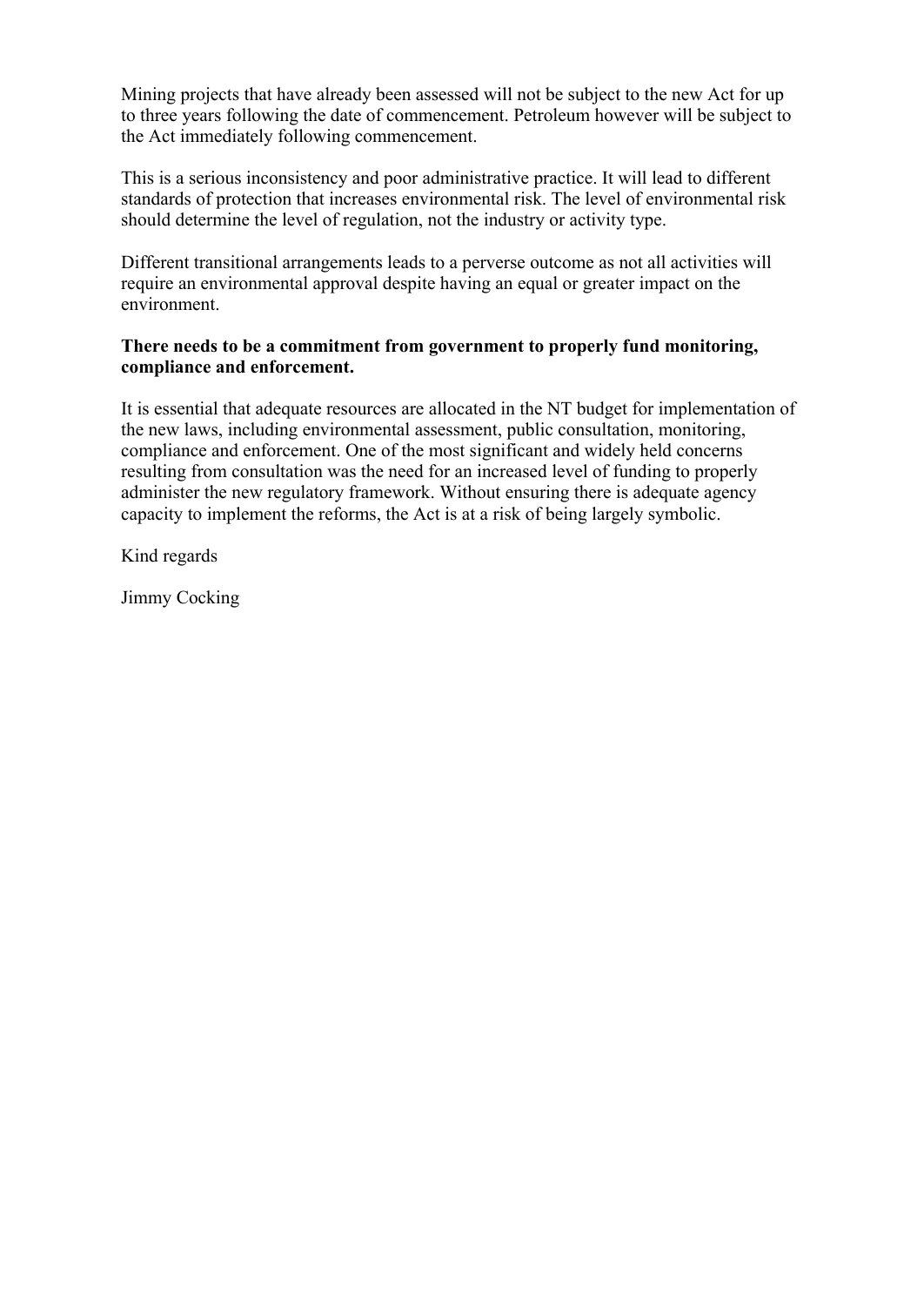Mining projects that have already been assessed will not be subject to the new Act for up to three years following the date of commencement. Petroleum however will be subject to the Act immediately following commencement.

This is a serious inconsistency and poor administrative practice. It will lead to different standards of protection that increases environmental risk. The level of environmental risk should determine the level of regulation, not the industry or activity type.

Different transitional arrangements leads to a perverse outcome as not all activities will require an environmental approval despite having an equal or greater impact on the environment.

**There needs to be a commitment from government to properly fund monitoring, compliance and enforcement.**

It is essential that adequate resources are allocated in the NT budget for implementation of the new laws, including environmental assessment, public consultation, monitoring, compliance and enforcement. One of the most significant and widely held concerns resulting from consultation was the need for an increased level of funding to properly administer the new regulatory framework. Without ensuring there is adequate agency capacity to implement the reforms, the Act is at a risk of being largely symbolic.

Kind regards

Jimmy Cocking